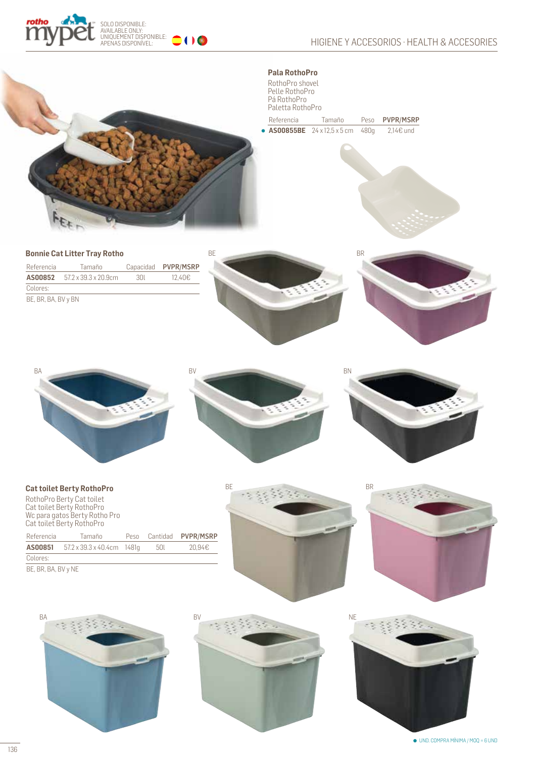SOLO DISPONIBLE:
AVAILABLE ONLY:
UNIQUEMENT DISPONIBLE:
APENAS DISPONÍVEL:

HIGIENE Y ACCESORIOS · HEALTH & ACCESORIES

## Pala RothoPro

RothoPro shovel
Pelle RothoPro
Pá RothoPro
Paletta RothoPro

| Referencia | Tamaño | Peso | PVPR/MSRP |
|---|---|---|---|
| ● AS00855BE | 24 x 12,5 x 5 cm | 480g | 2,14€ und |

## Bonnie Cat Litter Tray Rotho

| Referencia | Tamaño | Capacidad | PVPR/MSRP |
|---|---|---|---|
| AS00852 | 57.2 x 39.3 x 20.9cm | 30l | 12,40€ |

Colores:

BE, BR, BA, BV y BN

BE BR BA BV BN

## Cat toilet Berty RothoPro

RothoPro Berty Cat toilet
Cat toilet Berty RothoPro
Wc para gatos Berty Rotho Pro
Cat toilet Berty RothoPro

| Referencia | Tamaño | Peso | Cantidad | PVPR/MSRP |
|---|---|---|---|---|
| AS00851 | 57.2 x 39.3 x 40.4cm | 1481g | 50l | 20,94€ |

Colores:

BE, BR, BA, BV y NE

BE BR BA BV NE

● UND. COMPRA MÍNIMA / MOQ = 6 UND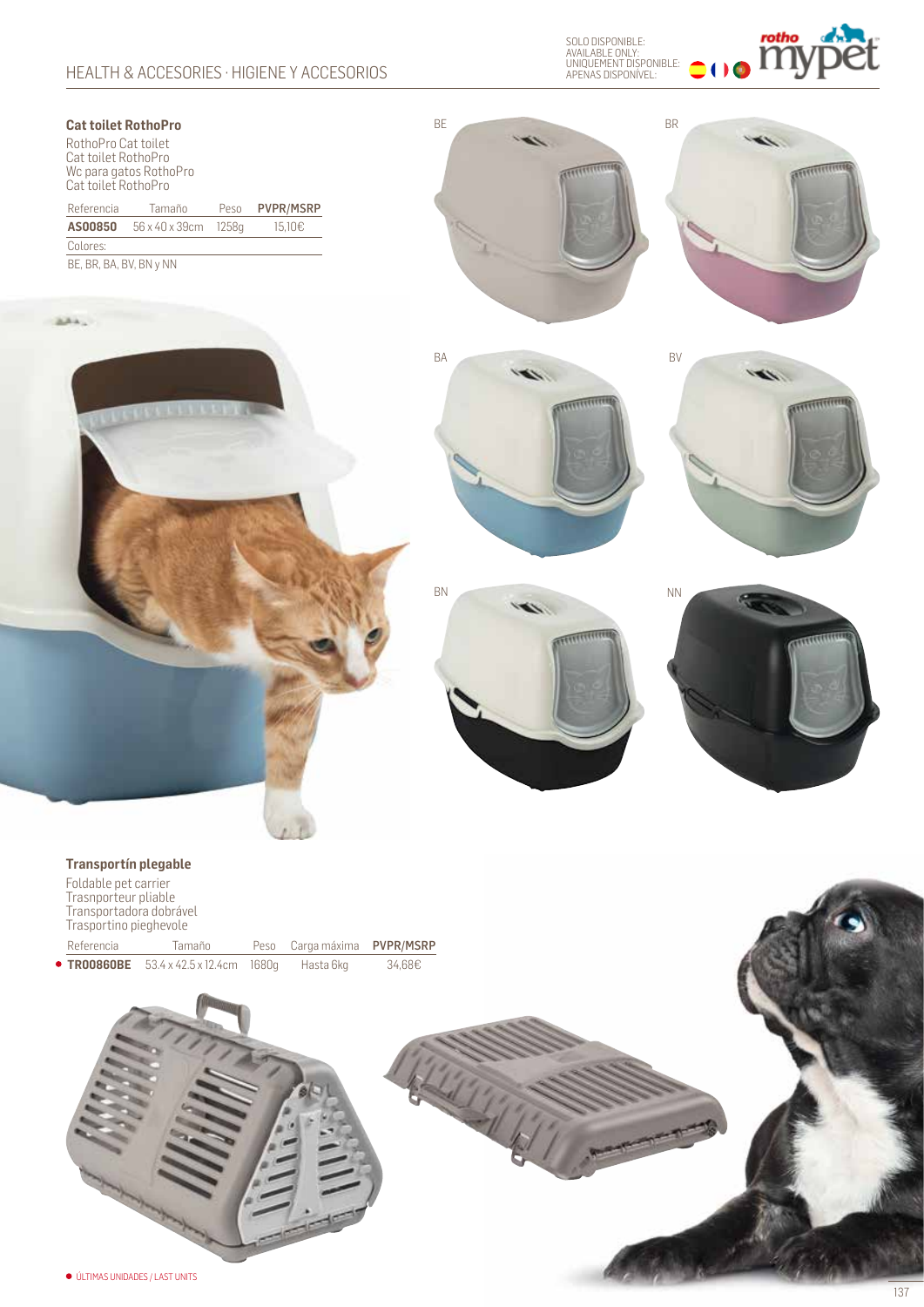HEALTH & ACCESORIES · HIGIENE Y ACCESORIOS

SOLO DISPONIBLE:
AVAILABLE ONLY:
UNIQUEMENT DISPONIBLE:
APENAS DISPONÍVEL:

## Cat toilet RothoPro

RothoPro Cat toilet
Cat toilet RothoPro
Wc para gatos RothoPro
Cat toilet RothoPro

| Referencia | Tamaño | Peso | PVPR/MSRP |
|---|---|---|---|
| **AS00850** | 56 x 40 x 39cm | 1258g | 15,10€ |

Colores:
BE, BR, BA, BV, BN y NN

BE

BR

BA

BV

BN

NN

## Transportín plegable

Foldable pet carrier
Trasnporteur pliable
Transportadora dobrável
Trasportino pieghevole

| Referencia | Tamaño | Peso | Carga máxima | PVPR/MSRP |
|---|---|---|---|---|
| • **TR00860BE** | 53.4 x 42.5 x 12.4cm | 1680g | Hasta 6kg | 34,68€ |

• ÚLTIMAS UNIDADES / LAST UNITS